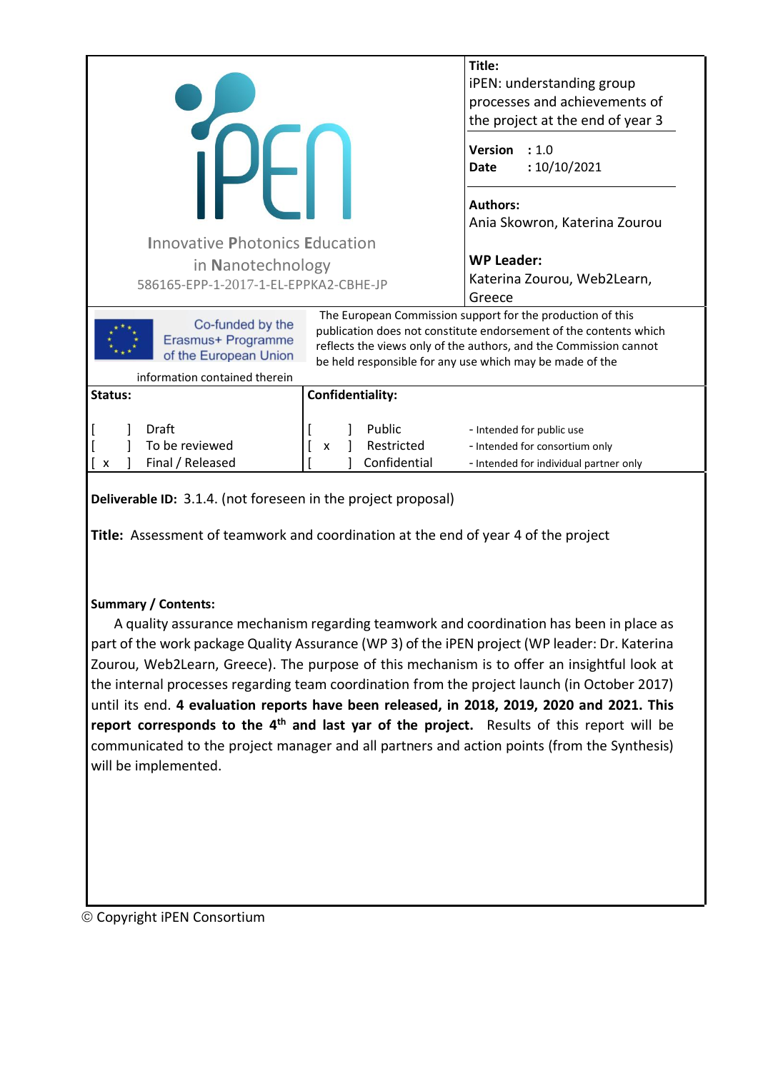iPEN

Innovative Photonics Education in Nanotechnology

586165-EPP-1-2017-1-EL-EPPKA2-CBHE-JP

**Title:**
iPEN: understanding group processes and achievements of the project at the end of year 3

**Version** : 1.0
**Date** : 10/10/2021

**Authors:**
Ania Skowron, Katerina Zourou

**WP Leader:**
Katerina Zourou, Web2Learn, Greece

Co-funded by the Erasmus+ Programme of the European Union

The European Commission support for the production of this publication does not constitute endorsement of the contents which reflects the views only of the authors, and the Commission cannot be held responsible for any use which may be made of the information contained therein

| **Status:** | | **Confidentiality:** | | |
|---|---|---|---|---|
| [ ] | Draft | [ ] | Public | - Intended for public use |
| [ ] | To be reviewed | [ x ] | Restricted | - Intended for consortium only |
| [ x ] | Final / Released | [ ] | Confidential | - Intended for individual partner only |

**Deliverable ID:** 3.1.4. (not foreseen in the project proposal)

**Title:** Assessment of teamwork and coordination at the end of year 4 of the project

**Summary / Contents:**

A quality assurance mechanism regarding teamwork and coordination has been in place as part of the work package Quality Assurance (WP 3) of the iPEN project (WP leader: Dr. Katerina Zourou, Web2Learn, Greece). The purpose of this mechanism is to offer an insightful look at the internal processes regarding team coordination from the project launch (in October 2017) until its end. **4 evaluation reports have been released, in 2018, 2019, 2020 and 2021. This report corresponds to the 4th and last yar of the project.** Results of this report will be communicated to the project manager and all partners and action points (from the Synthesis) will be implemented.

© Copyright iPEN Consortium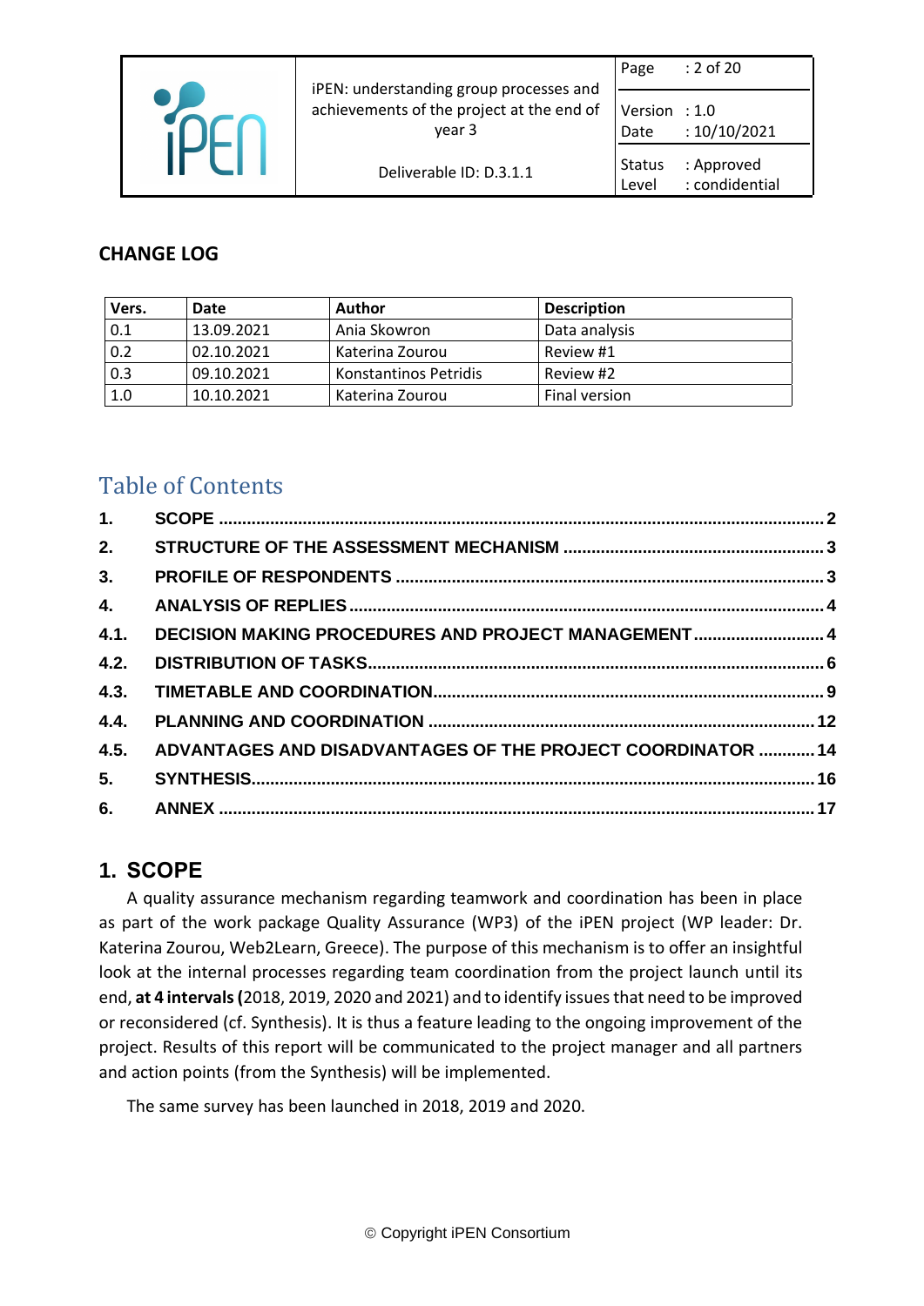## CHANGE LOG

| Vers. | Date | Author | Description |
|---|---|---|---|
| 0.1 | 13.09.2021 | Ania Skowron | Data analysis |
| 0.2 | 02.10.2021 | Katerina Zourou | Review #1 |
| 0.3 | 09.10.2021 | Konstantinos Petridis | Review #2 |
| 1.0 | 10.10.2021 | Katerina Zourou | Final version |

## Table of Contents

1. SCOPE ..... 2
2. STRUCTURE OF THE ASSESSMENT MECHANISM ..... 3
3. PROFILE OF RESPONDENTS ..... 3
4. ANALYSIS OF REPLIES ..... 4
4.1. DECISION MAKING PROCEDURES AND PROJECT MANAGEMENT ..... 4
4.2. DISTRIBUTION OF TASKS ..... 6
4.3. TIMETABLE AND COORDINATION ..... 9
4.4. PLANNING AND COORDINATION ..... 12
4.5. ADVANTAGES AND DISADVANTAGES OF THE PROJECT COORDINATOR ..... 14
5. SYNTHESIS ..... 16
6. ANNEX ..... 17

# 1. SCOPE

A quality assurance mechanism regarding teamwork and coordination has been in place as part of the work package Quality Assurance (WP3) of the iPEN project (WP leader: Dr. Katerina Zourou, Web2Learn, Greece). The purpose of this mechanism is to offer an insightful look at the internal processes regarding team coordination from the project launch until its end, **at 4 intervals (**2018, 2019, 2020 and 2021) and to identify issues that need to be improved or reconsidered (cf. Synthesis). It is thus a feature leading to the ongoing improvement of the project. Results of this report will be communicated to the project manager and all partners and action points (from the Synthesis) will be implemented.

The same survey has been launched in 2018, 2019 and 2020.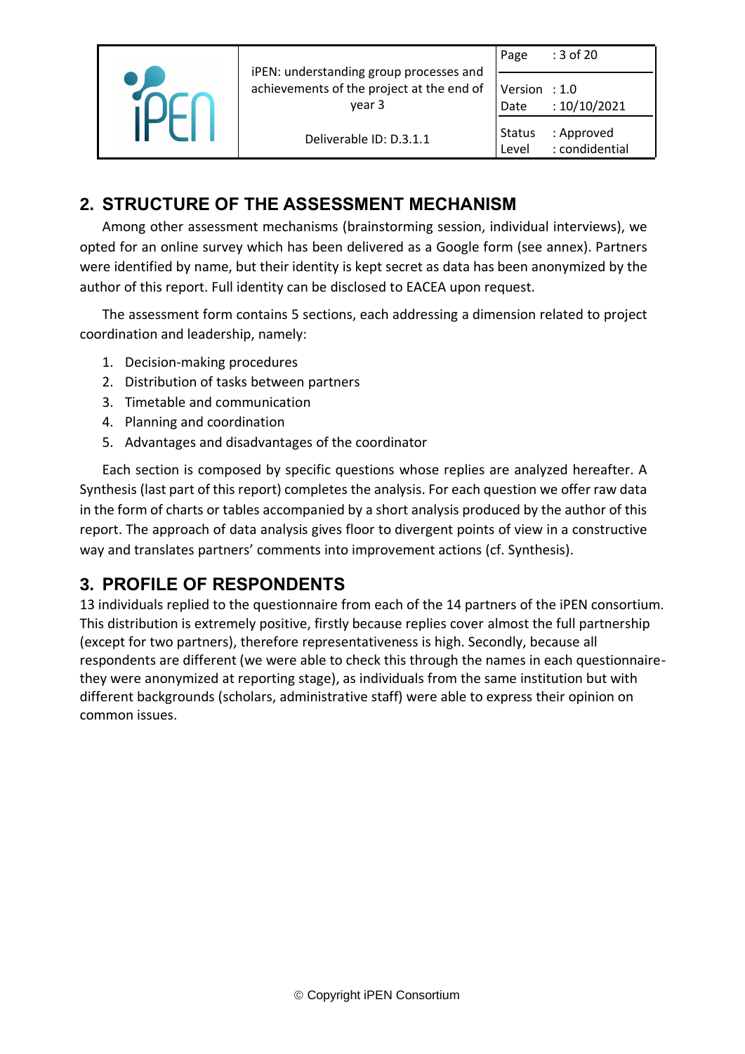## 2. STRUCTURE OF THE ASSESSMENT MECHANISM

Among other assessment mechanisms (brainstorming session, individual interviews), we opted for an online survey which has been delivered as a Google form (see annex). Partners were identified by name, but their identity is kept secret as data has been anonymized by the author of this report. Full identity can be disclosed to EACEA upon request.

The assessment form contains 5 sections, each addressing a dimension related to project coordination and leadership, namely:

1. Decision-making procedures
2. Distribution of tasks between partners
3. Timetable and communication
4. Planning and coordination
5. Advantages and disadvantages of the coordinator

Each section is composed by specific questions whose replies are analyzed hereafter. A Synthesis (last part of this report) completes the analysis. For each question we offer raw data in the form of charts or tables accompanied by a short analysis produced by the author of this report. The approach of data analysis gives floor to divergent points of view in a constructive way and translates partners' comments into improvement actions (cf. Synthesis).

## 3. PROFILE OF RESPONDENTS

13 individuals replied to the questionnaire from each of the 14 partners of the iPEN consortium. This distribution is extremely positive, firstly because replies cover almost the full partnership (except for two partners), therefore representativeness is high. Secondly, because all respondents are different (we were able to check this through the names in each questionnaire-they were anonymized at reporting stage), as individuals from the same institution but with different backgrounds (scholars, administrative staff) were able to express their opinion on common issues.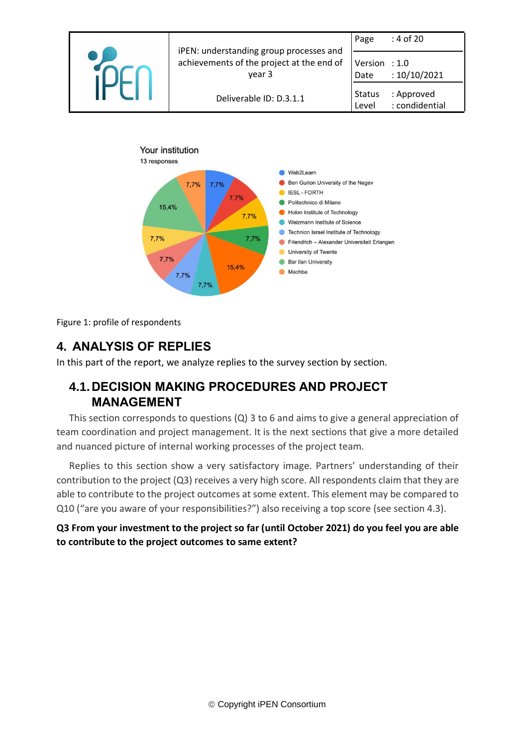Your institution

13 responses

| Institution | Share |
|---|---|
| Web2Learn | 7,7% |
| Ben Gurion University of the Negev | 7,7% |
| IESL - FORTH | 7,7% |
| Politechnico di Milano | 7,7% |
| Holon Institute of Technology | 15,4% |
| Weizmann Institute of Science | 7,7% |
| Technion Israel Institute of Technology | 7,7% |
| Friendrich – Alexander Universiteit Erlangen | 7,7% |
| University of Twente | 7,7% |
| Bar Ilan University | 15,4% |
| Machba | 7,7% |

Figure 1: profile of respondents

# 4. ANALYSIS OF REPLIES

In this part of the report, we analyze replies to the survey section by section.

## 4.1. DECISION MAKING PROCEDURES AND PROJECT MANAGEMENT

This section corresponds to questions (Q) 3 to 6 and aims to give a general appreciation of team coordination and project management. It is the next sections that give a more detailed and nuanced picture of internal working processes of the project team.

Replies to this section show a very satisfactory image. Partners' understanding of their contribution to the project (Q3) receives a very high score. All respondents claim that they are able to contribute to the project outcomes at some extent. This element may be compared to Q10 ("are you aware of your responsibilities?") also receiving a top score (see section 4.3).

**Q3 From your investment to the project so far (until October 2021) do you feel you are able to contribute to the project outcomes to same extent?**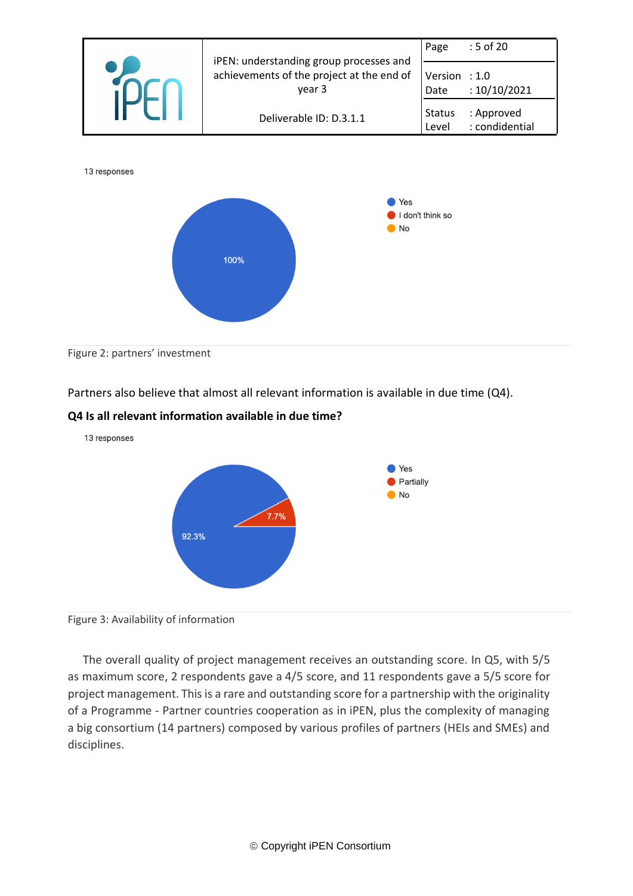13 responses

Yes
I don't think so
No

100%

Figure 2: partners' investment

Partners also believe that almost all relevant information is available in due time (Q4).

**Q4 Is all relevant information available in due time?**

13 responses

Yes
Partially
No

92.3%
7.7%

Figure 3: Availability of information

The overall quality of project management receives an outstanding score. In Q5, with 5/5 as maximum score, 2 respondents gave a 4/5 score, and 11 respondents gave a 5/5 score for project management. This is a rare and outstanding score for a partnership with the originality of a Programme - Partner countries cooperation as in iPEN, plus the complexity of managing a big consortium (14 partners) composed by various profiles of partners (HEIs and SMEs) and disciplines.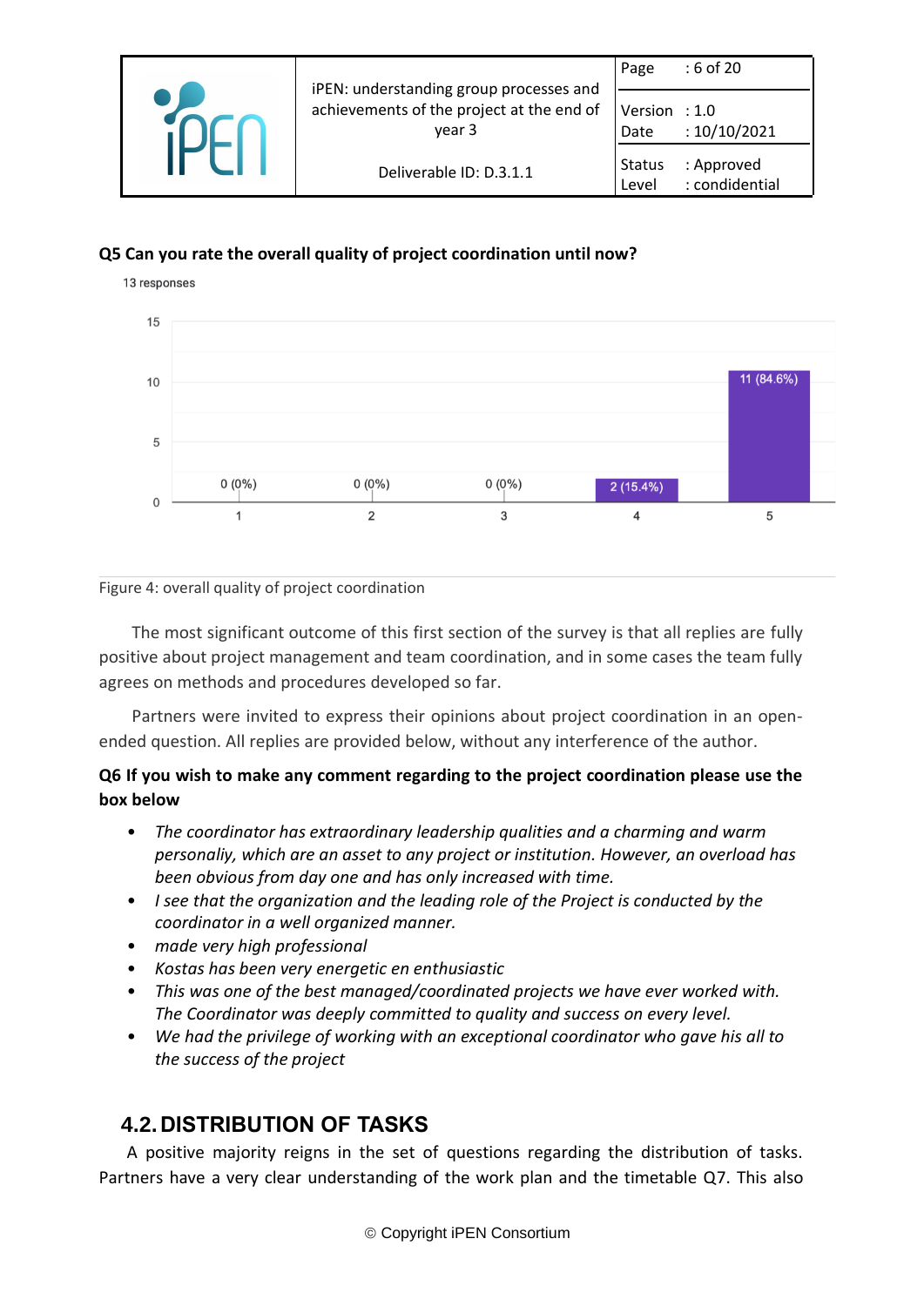**Q5 Can you rate the overall quality of project coordination until now?**

13 responses

| Rating | Responses |
|---|---|
| 1 | 0 (0%) |
| 2 | 0 (0%) |
| 3 | 0 (0%) |
| 4 | 2 (15.4%) |
| 5 | 11 (84.6%) |

Figure 4: overall quality of project coordination

The most significant outcome of this first section of the survey is that all replies are fully positive about project management and team coordination, and in some cases the team fully agrees on methods and procedures developed so far.

Partners were invited to express their opinions about project coordination in an open-ended question. All replies are provided below, without any interference of the author.

**Q6 If you wish to make any comment regarding to the project coordination please use the box below**

- *The coordinator has extraordinary leadership qualities and a charming and warm personaliy, which are an asset to any project or institution. However, an overload has been obvious from day one and has only increased with time.*
- *I see that the organization and the leading role of the Project is conducted by the coordinator in a well organized manner.*
- *made very high professional*
- *Kostas has been very energetic en enthusiastic*
- *This was one of the best managed/coordinated projects we have ever worked with. The Coordinator was deeply committed to quality and success on every level.*
- *We had the privilege of working with an exceptional coordinator who gave his all to the success of the project*

## 4.2. DISTRIBUTION OF TASKS

A positive majority reigns in the set of questions regarding the distribution of tasks. Partners have a very clear understanding of the work plan and the timetable Q7. This also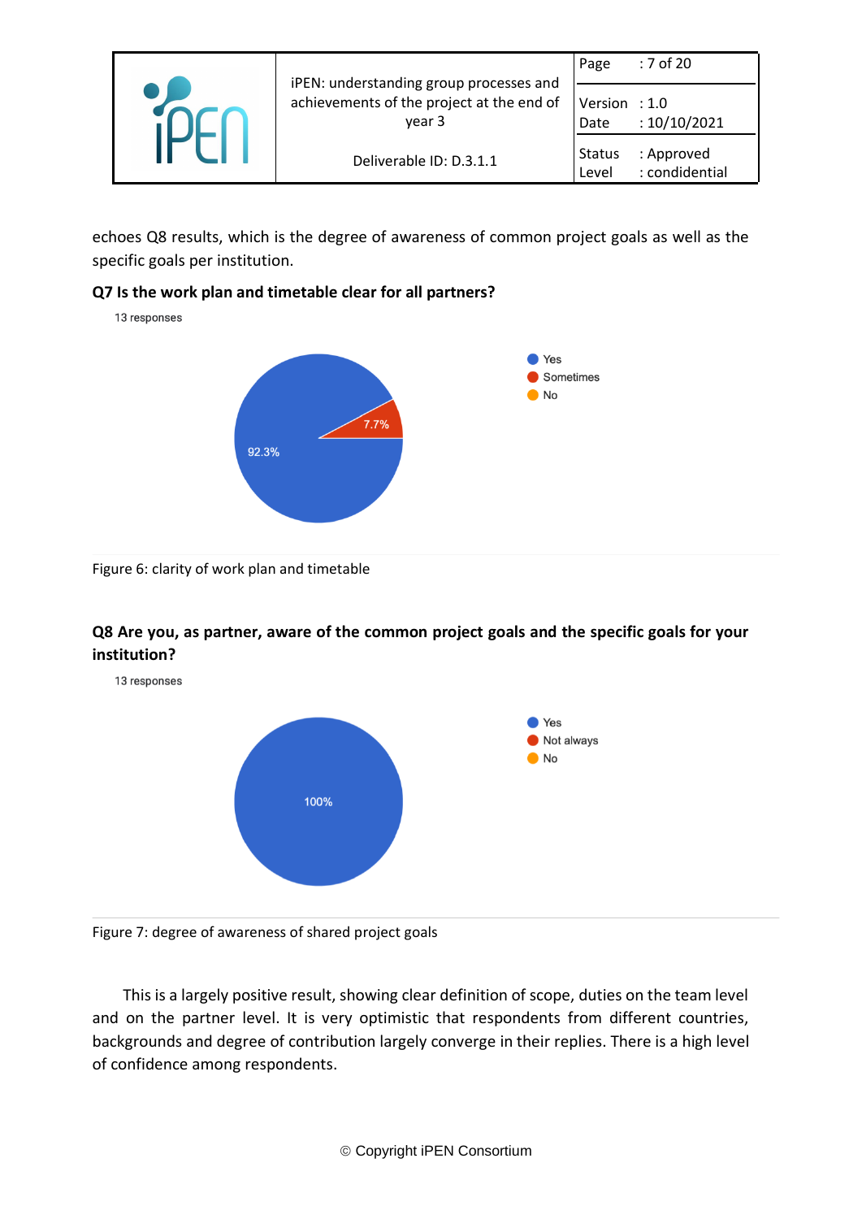echoes Q8 results, which is the degree of awareness of common project goals as well as the specific goals per institution.

**Q7 Is the work plan and timetable clear for all partners?**

13 responses

- Yes: 92.3%
- Sometimes: 7.7%
- No

Figure 6: clarity of work plan and timetable

**Q8 Are you, as partner, aware of the common project goals and the specific goals for your institution?**

13 responses

- Yes: 100%
- Not always
- No

Figure 7: degree of awareness of shared project goals

This is a largely positive result, showing clear definition of scope, duties on the team level and on the partner level. It is very optimistic that respondents from different countries, backgrounds and degree of contribution largely converge in their replies. There is a high level of confidence among respondents.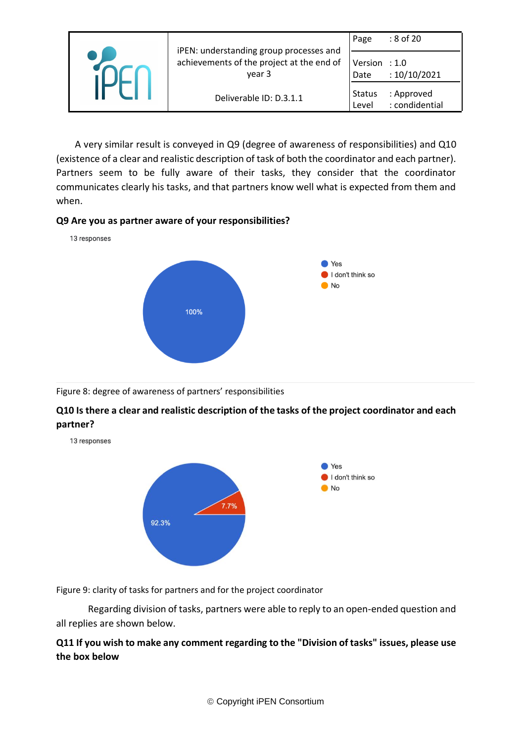A very similar result is conveyed in Q9 (degree of awareness of responsibilities) and Q10 (existence of a clear and realistic description of task of both the coordinator and each partner). Partners seem to be fully aware of their tasks, they consider that the coordinator communicates clearly his tasks, and that partners know well what is expected from them and when.

**Q9 Are you as partner aware of your responsibilities?**

13 responses

- Yes: 100%
- I don't think so
- No

Figure 8: degree of awareness of partners' responsibilities

**Q10 Is there a clear and realistic description of the tasks of the project coordinator and each partner?**

13 responses

- Yes: 92.3%
- I don't think so: 7.7%
- No

Figure 9: clarity of tasks for partners and for the project coordinator

Regarding division of tasks, partners were able to reply to an open-ended question and all replies are shown below.

**Q11 If you wish to make any comment regarding to the "Division of tasks" issues, please use the box below**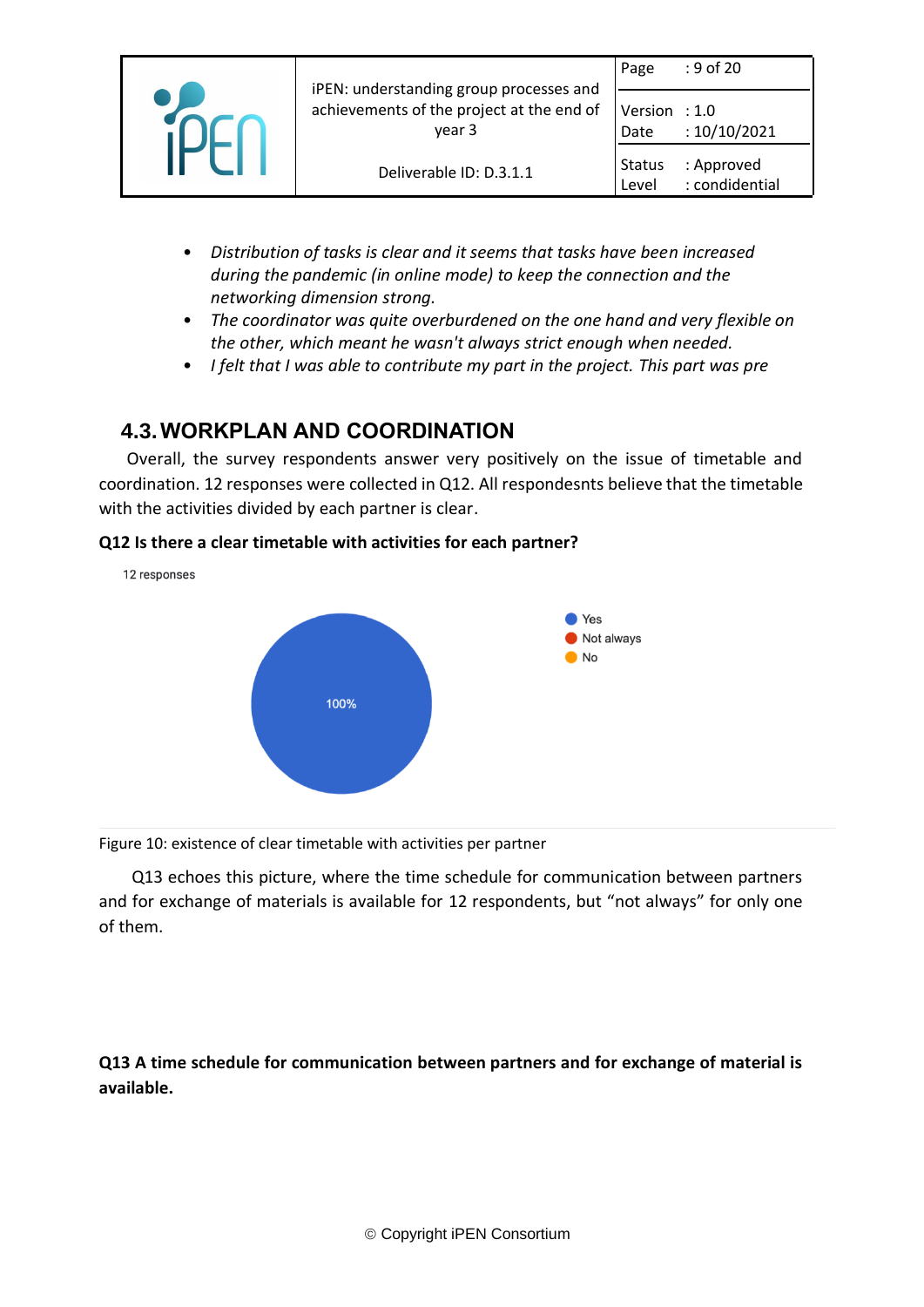- *Distribution of tasks is clear and it seems that tasks have been increased during the pandemic (in online mode) to keep the connection and the networking dimension strong.*
- *The coordinator was quite overburdened on the one hand and very flexible on the other, which meant he wasn't always strict enough when needed.*
- *I felt that I was able to contribute my part in the project. This part was pre*

## 4.3. WORKPLAN AND COORDINATION

Overall, the survey respondents answer very positively on the issue of timetable and coordination. 12 responses were collected in Q12. All respondesnts believe that the timetable with the activities divided by each partner is clear.

**Q12 Is there a clear timetable with activities for each partner?**

12 responses

Yes
Not always
No

100%

Figure 10: existence of clear timetable with activities per partner

Q13 echoes this picture, where the time schedule for communication between partners and for exchange of materials is available for 12 respondents, but "not always" for only one of them.

**Q13 A time schedule for communication between partners and for exchange of material is available.**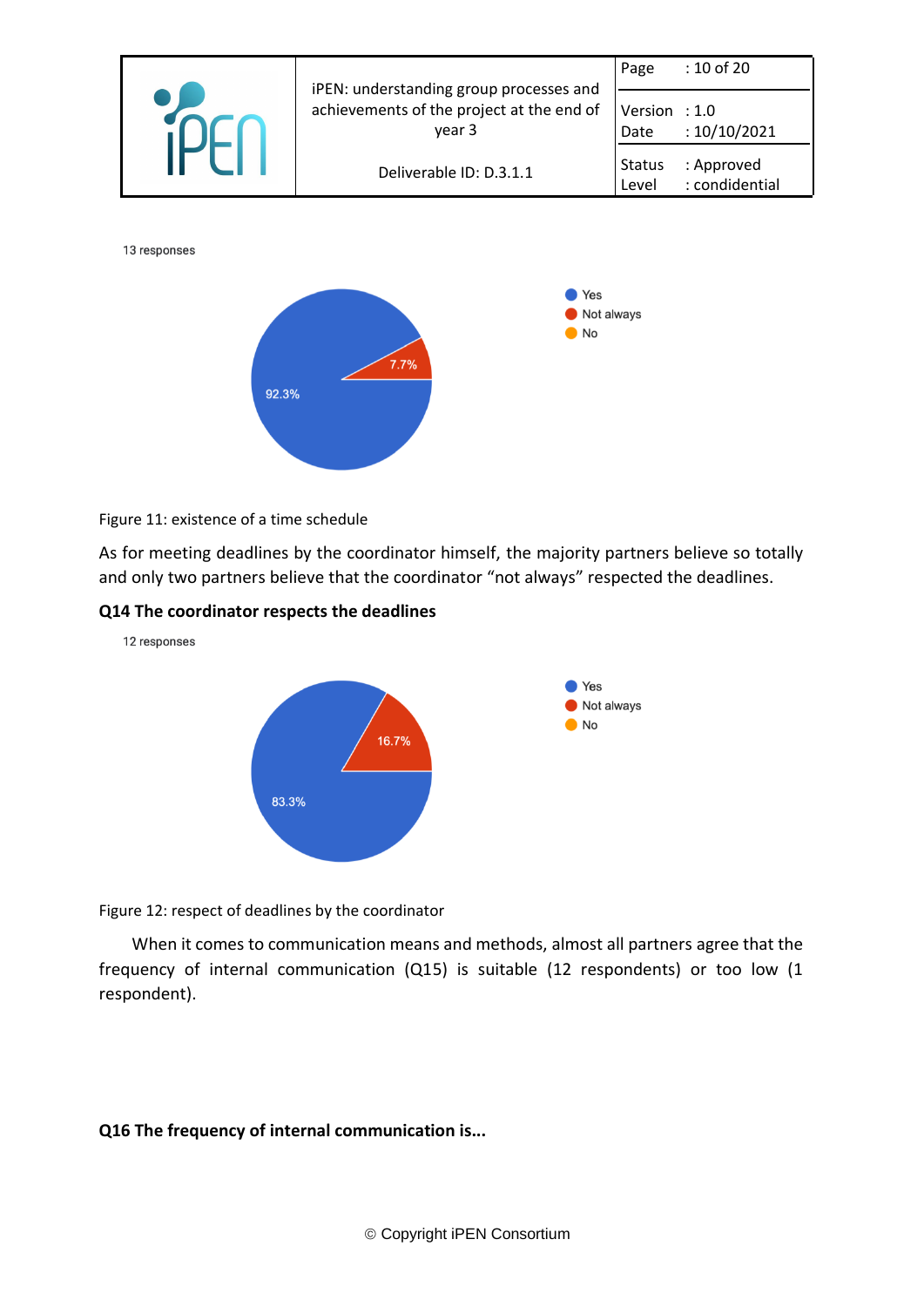13 responses

Figure 11: existence of a time schedule

As for meeting deadlines by the coordinator himself, the majority partners believe so totally and only two partners believe that the coordinator "not always" respected the deadlines.

**Q14 The coordinator respects the deadlines**

12 responses

Figure 12: respect of deadlines by the coordinator

When it comes to communication means and methods, almost all partners agree that the frequency of internal communication (Q15) is suitable (12 respondents) or too low (1 respondent).

**Q16 The frequency of internal communication is...**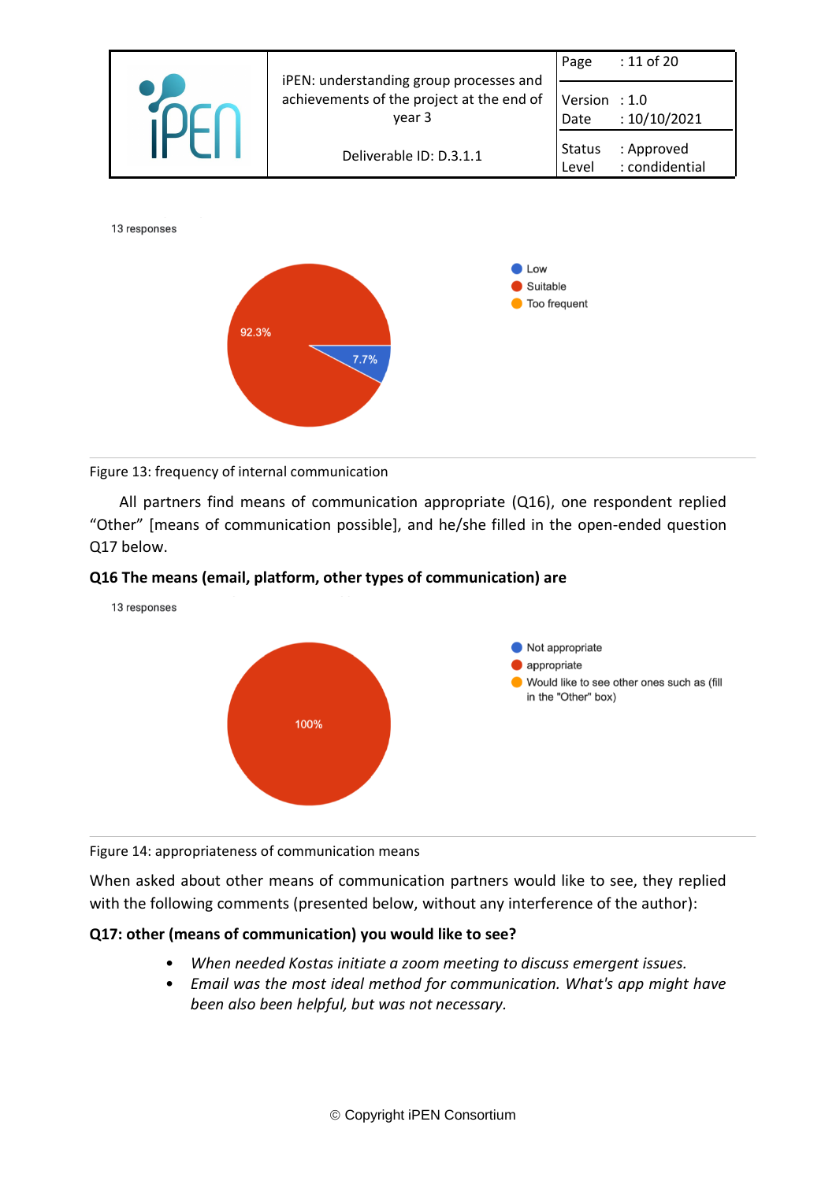13 responses

Low
Suitable
Too frequent

92.3%
7.7%

Figure 13: frequency of internal communication

All partners find means of communication appropriate (Q16), one respondent replied "Other" [means of communication possible], and he/she filled in the open-ended question Q17 below.

**Q16 The means (email, platform, other types of communication) are**

13 responses

Not appropriate
appropriate
Would like to see other ones such as (fill in the "Other" box)

100%

Figure 14: appropriateness of communication means

When asked about other means of communication partners would like to see, they replied with the following comments (presented below, without any interference of the author):

**Q17: other (means of communication) you would like to see?**

- *When needed Kostas initiate a zoom meeting to discuss emergent issues.*
- *Email was the most ideal method for communication. What's app might have been also been helpful, but was not necessary.*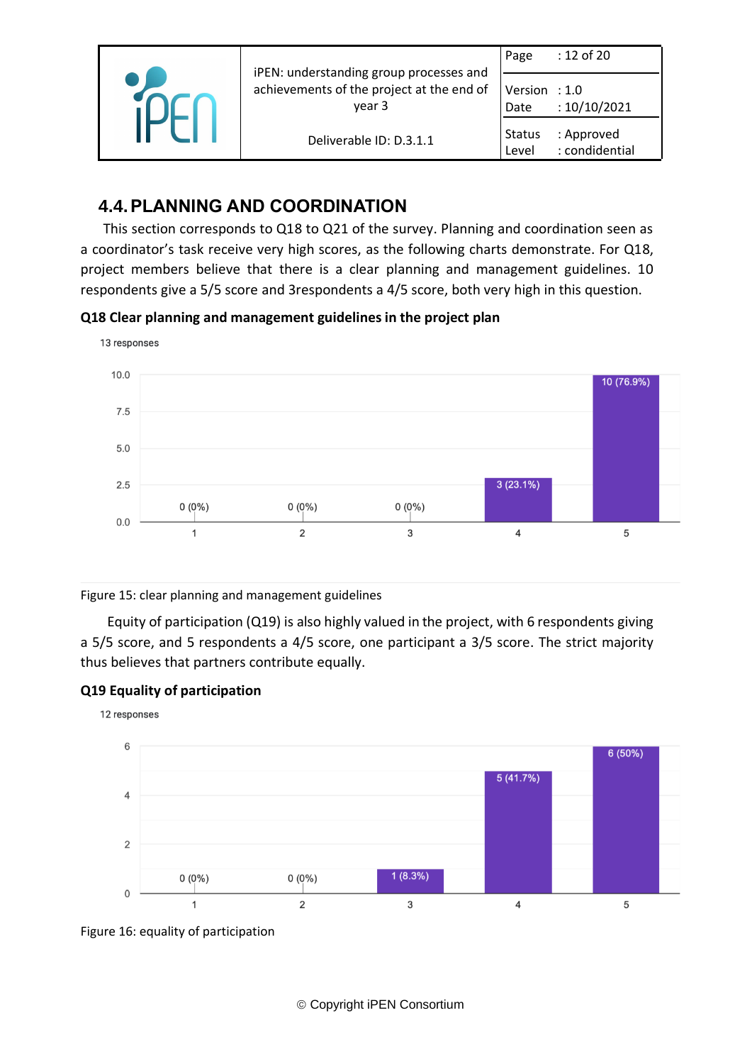## 4.4. PLANNING AND COORDINATION

This section corresponds to Q18 to Q21 of the survey. Planning and coordination seen as a coordinator's task receive very high scores, as the following charts demonstrate. For Q18, project members believe that there is a clear planning and management guidelines. 10 respondents give a 5/5 score and 3respondents a 4/5 score, both very high in this question.

**Q18 Clear planning and management guidelines in the project plan**

13 responses

| Score | Responses |
|---|---|
| 1 | 0 (0%) |
| 2 | 0 (0%) |
| 3 | 0 (0%) |
| 4 | 3 (23.1%) |
| 5 | 10 (76.9%) |

Figure 15: clear planning and management guidelines

Equity of participation (Q19) is also highly valued in the project, with 6 respondents giving a 5/5 score, and 5 respondents a 4/5 score, one participant a 3/5 score. The strict majority thus believes that partners contribute equally.

**Q19 Equality of participation**

12 responses

| Score | Responses |
|---|---|
| 1 | 0 (0%) |
| 2 | 0 (0%) |
| 3 | 1 (8.3%) |
| 4 | 5 (41.7%) |
| 5 | 6 (50%) |

Figure 16: equality of participation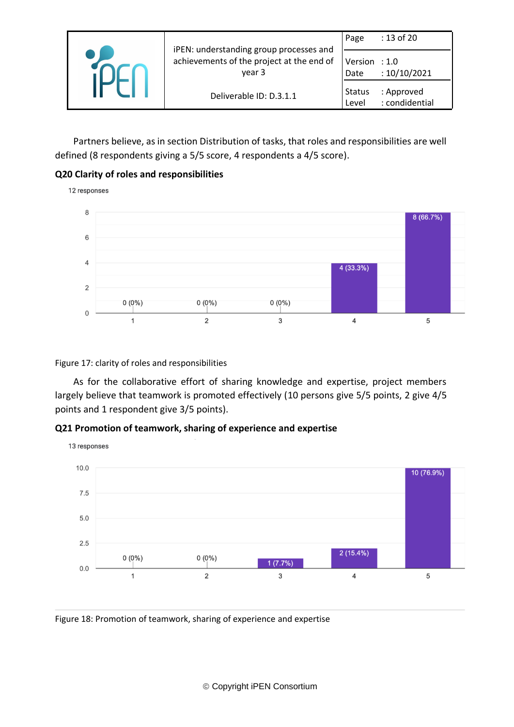Partners believe, as in section Distribution of tasks, that roles and responsibilities are well defined (8 respondents giving a 5/5 score, 4 respondents a 4/5 score).

**Q20 Clarity of roles and responsibilities**

Figure 17: clarity of roles and responsibilities

As for the collaborative effort of sharing knowledge and expertise, project members largely believe that teamwork is promoted effectively (10 persons give 5/5 points, 2 give 4/5 points and 1 respondent give 3/5 points).

**Q21 Promotion of teamwork, sharing of experience and expertise**

Figure 18: Promotion of teamwork, sharing of experience and expertise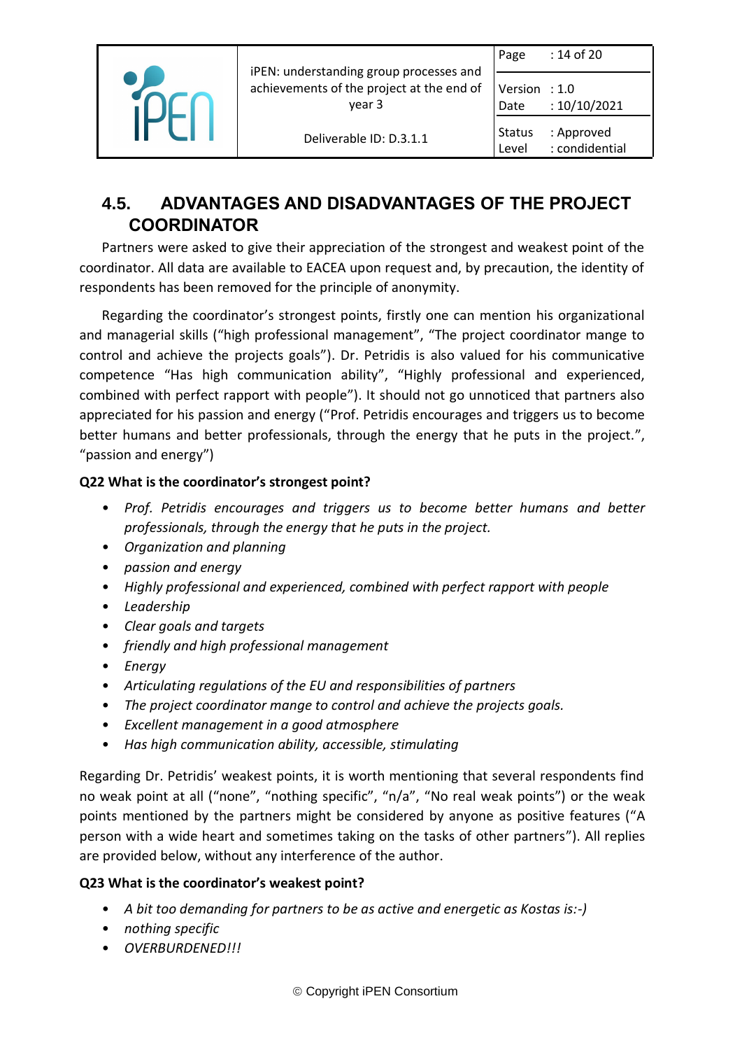## 4.5. ADVANTAGES AND DISADVANTAGES OF THE PROJECT COORDINATOR

Partners were asked to give their appreciation of the strongest and weakest point of the coordinator. All data are available to EACEA upon request and, by precaution, the identity of respondents has been removed for the principle of anonymity.

Regarding the coordinator's strongest points, firstly one can mention his organizational and managerial skills ("high professional management", "The project coordinator mange to control and achieve the projects goals"). Dr. Petridis is also valued for his communicative competence "Has high communication ability", "Highly professional and experienced, combined with perfect rapport with people"). It should not go unnoticed that partners also appreciated for his passion and energy ("Prof. Petridis encourages and triggers us to become better humans and better professionals, through the energy that he puts in the project.", "passion and energy")

**Q22 What is the coordinator's strongest point?**

- *Prof. Petridis encourages and triggers us to become better humans and better professionals, through the energy that he puts in the project.*
- *Organization and planning*
- *passion and energy*
- *Highly professional and experienced, combined with perfect rapport with people*
- *Leadership*
- *Clear goals and targets*
- *friendly and high professional management*
- *Energy*
- *Articulating regulations of the EU and responsibilities of partners*
- *The project coordinator mange to control and achieve the projects goals.*
- *Excellent management in a good atmosphere*
- *Has high communication ability, accessible, stimulating*

Regarding Dr. Petridis' weakest points, it is worth mentioning that several respondents find no weak point at all ("none", "nothing specific", "n/a", "No real weak points") or the weak points mentioned by the partners might be considered by anyone as positive features ("A person with a wide heart and sometimes taking on the tasks of other partners"). All replies are provided below, without any interference of the author.

**Q23 What is the coordinator's weakest point?**

- *A bit too demanding for partners to be as active and energetic as Kostas is:-)*
- *nothing specific*
- *OVERBURDENED!!!*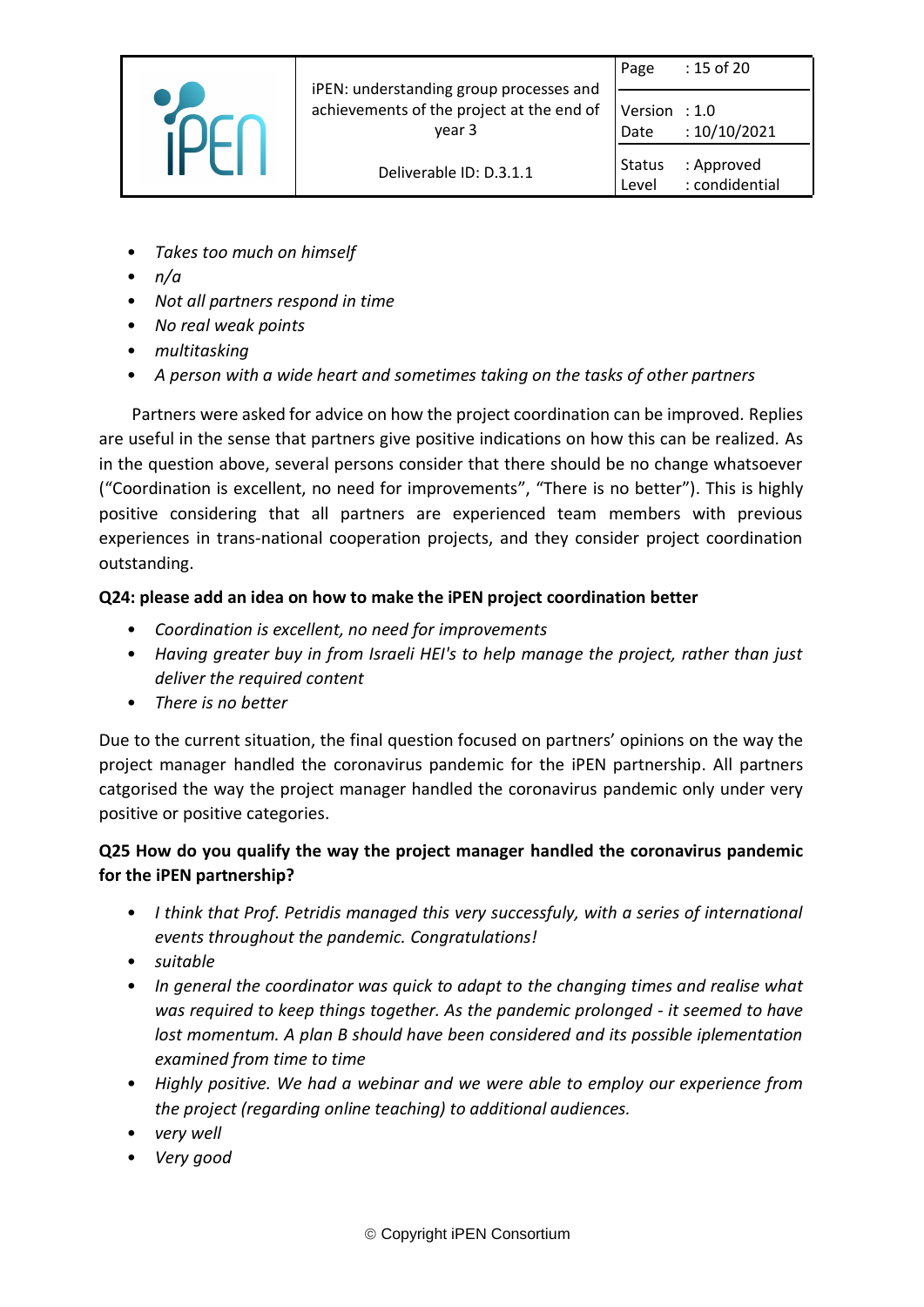- *Takes too much on himself*
- *n/a*
- *Not all partners respond in time*
- *No real weak points*
- *multitasking*
- *A person with a wide heart and sometimes taking on the tasks of other partners*

Partners were asked for advice on how the project coordination can be improved. Replies are useful in the sense that partners give positive indications on how this can be realized. As in the question above, several persons consider that there should be no change whatsoever ("Coordination is excellent, no need for improvements", "There is no better"). This is highly positive considering that all partners are experienced team members with previous experiences in trans-national cooperation projects, and they consider project coordination outstanding.

**Q24: please add an idea on how to make the iPEN project coordination better**

- *Coordination is excellent, no need for improvements*
- *Having greater buy in from Israeli HEI's to help manage the project, rather than just deliver the required content*
- *There is no better*

Due to the current situation, the final question focused on partners' opinions on the way the project manager handled the coronavirus pandemic for the iPEN partnership. All partners catgorised the way the project manager handled the coronavirus pandemic only under very positive or positive categories.

**Q25 How do you qualify the way the project manager handled the coronavirus pandemic for the iPEN partnership?**

- *I think that Prof. Petridis managed this very successfuly, with a series of international events throughout the pandemic. Congratulations!*
- *suitable*
- *In general the coordinator was quick to adapt to the changing times and realise what was required to keep things together. As the pandemic prolonged - it seemed to have lost momentum. A plan B should have been considered and its possible iplementation examined from time to time*
- *Highly positive. We had a webinar and we were able to employ our experience from the project (regarding online teaching) to additional audiences.*
- *very well*
- *Very good*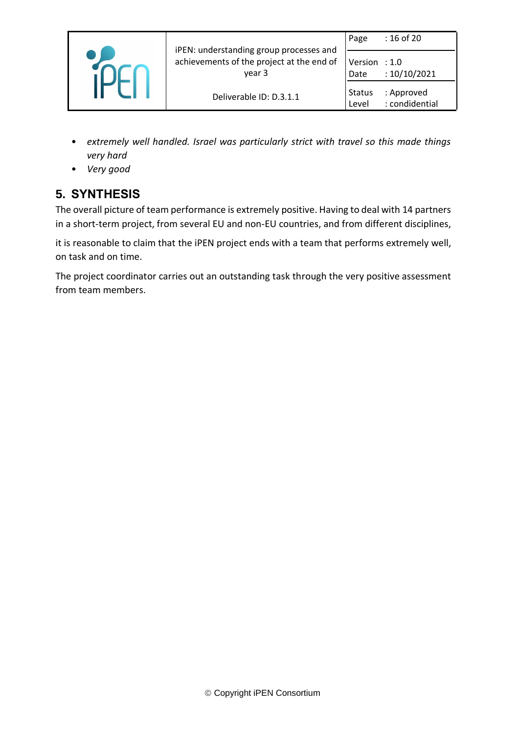- *extremely well handled. Israel was particularly strict with travel so this made things very hard*
- *Very good*

# 5. SYNTHESIS

The overall picture of team performance is extremely positive. Having to deal with 14 partners in a short-term project, from several EU and non-EU countries, and from different disciplines,

it is reasonable to claim that the iPEN project ends with a team that performs extremely well, on task and on time.

The project coordinator carries out an outstanding task through the very positive assessment from team members.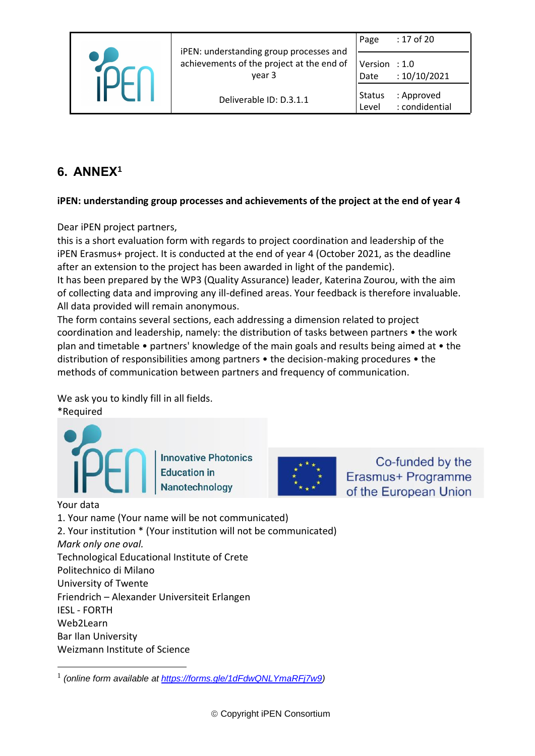## 6. ANNEX[1]

**iPEN: understanding group processes and achievements of the project at the end of year 4**

Dear iPEN project partners,
this is a short evaluation form with regards to project coordination and leadership of the iPEN Erasmus+ project. It is conducted at the end of year 4 (October 2021, as the deadline after an extension to the project has been awarded in light of the pandemic).
It has been prepared by the WP3 (Quality Assurance) leader, Katerina Zourou, with the aim of collecting data and improving any ill-defined areas. Your feedback is therefore invaluable. All data provided will remain anonymous.
The form contains several sections, each addressing a dimension related to project coordination and leadership, namely: the distribution of tasks between partners • the work plan and timetable • partners' knowledge of the main goals and results being aimed at • the distribution of responsibilities among partners • the decision-making procedures • the methods of communication between partners and frequency of communication.

We ask you to kindly fill in all fields.
*Required

Innovative Photonics Education in Nanotechnology

Co-funded by the Erasmus+ Programme of the European Union

Your data
1. Your name (Your name will be not communicated)
2. Your institution * (Your institution will not be communicated)
*Mark only one oval.*
Technological Educational Institute of Crete
Politechnico di Milano
University of Twente
Friendrich – Alexander Universiteit Erlangen
IESL - FORTH
Web2Learn
Bar Ilan University
Weizmann Institute of Science

[1] *(online form available at https://forms.gle/1dFdwQNLYmaRFj7w9)*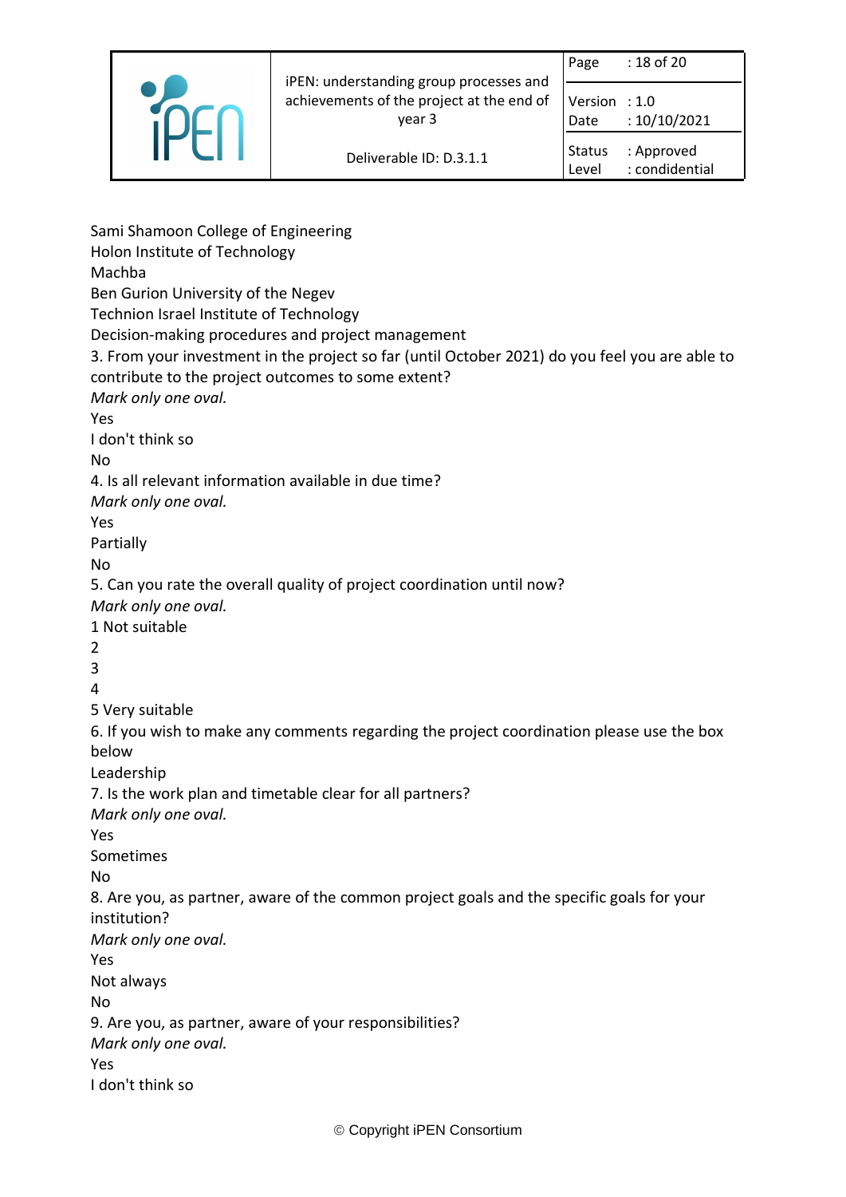Sami Shamoon College of Engineering
Holon Institute of Technology
Machba
Ben Gurion University of the Negev
Technion Israel Institute of Technology
Decision-making procedures and project management
3. From your investment in the project so far (until October 2021) do you feel you are able to contribute to the project outcomes to some extent?
*Mark only one oval.*
Yes
I don't think so
No
4. Is all relevant information available in due time?
*Mark only one oval.*
Yes
Partially
No
5. Can you rate the overall quality of project coordination until now?
*Mark only one oval.*
1 Not suitable
2
3
4
5 Very suitable
6. If you wish to make any comments regarding the project coordination please use the box below
Leadership
7. Is the work plan and timetable clear for all partners?
*Mark only one oval.*
Yes
Sometimes
No
8. Are you, as partner, aware of the common project goals and the specific goals for your institution?
*Mark only one oval.*
Yes
Not always
No
9. Are you, as partner, aware of your responsibilities?
*Mark only one oval.*
Yes
I don't think so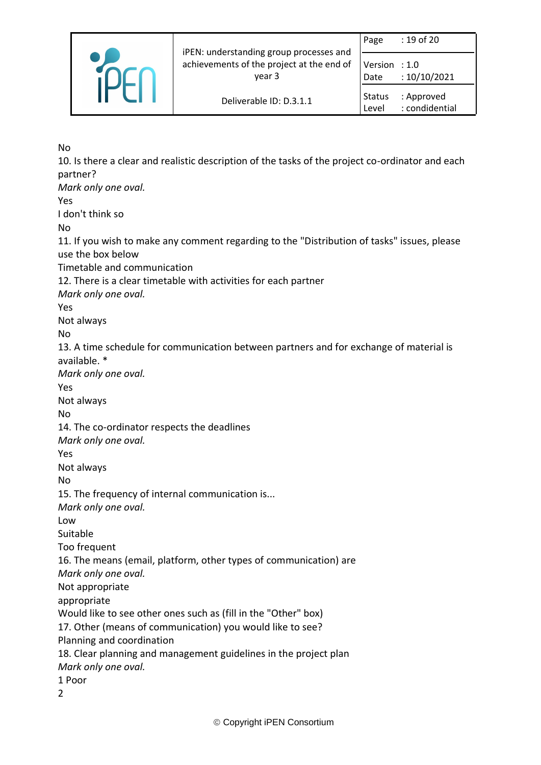No

10. Is there a clear and realistic description of the tasks of the project co-ordinator and each partner?

*Mark only one oval.*

Yes

I don't think so

No

11. If you wish to make any comment regarding to the "Distribution of tasks" issues, please use the box below

Timetable and communication

12. There is a clear timetable with activities for each partner

*Mark only one oval.*

Yes

Not always

No

13. A time schedule for communication between partners and for exchange of material is available. *

*Mark only one oval.*

Yes

Not always

No

14. The co-ordinator respects the deadlines

*Mark only one oval.*

Yes

Not always

No

15. The frequency of internal communication is...

*Mark only one oval.*

Low

Suitable

Too frequent

16. The means (email, platform, other types of communication) are

*Mark only one oval.*

Not appropriate

appropriate

Would like to see other ones such as (fill in the "Other" box)

17. Other (means of communication) you would like to see?

Planning and coordination

18. Clear planning and management guidelines in the project plan

*Mark only one oval.*

1 Poor

2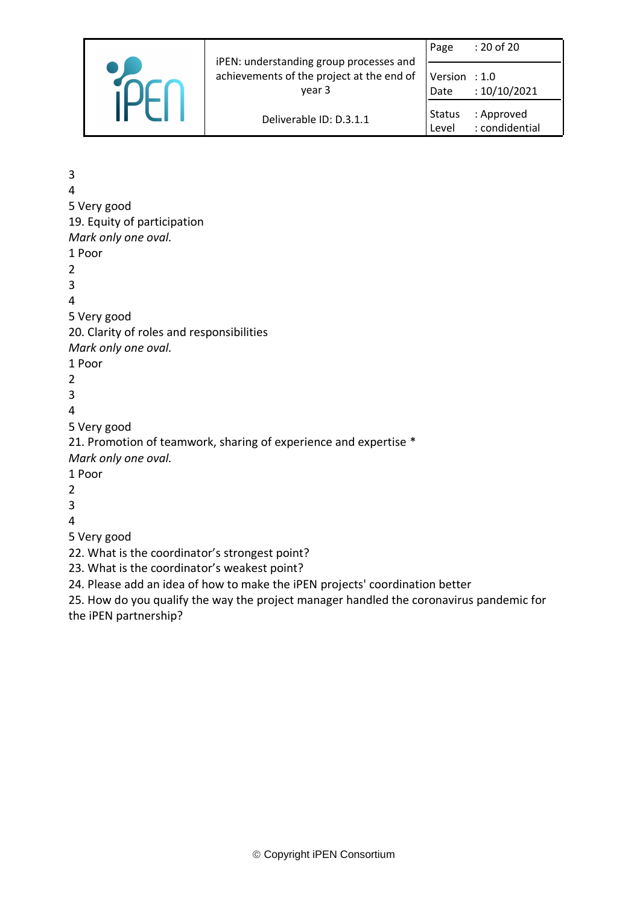3

4

5 Very good

19. Equity of participation

*Mark only one oval.*

1 Poor

2

3

4

5 Very good

20. Clarity of roles and responsibilities

*Mark only one oval.*

1 Poor

2

3

4

5 Very good

21. Promotion of teamwork, sharing of experience and expertise *

*Mark only one oval.*

1 Poor

2

3

4

5 Very good

22. What is the coordinator's strongest point?

23. What is the coordinator's weakest point?

24. Please add an idea of how to make the iPEN projects' coordination better

25. How do you qualify the way the project manager handled the coronavirus pandemic for the iPEN partnership?